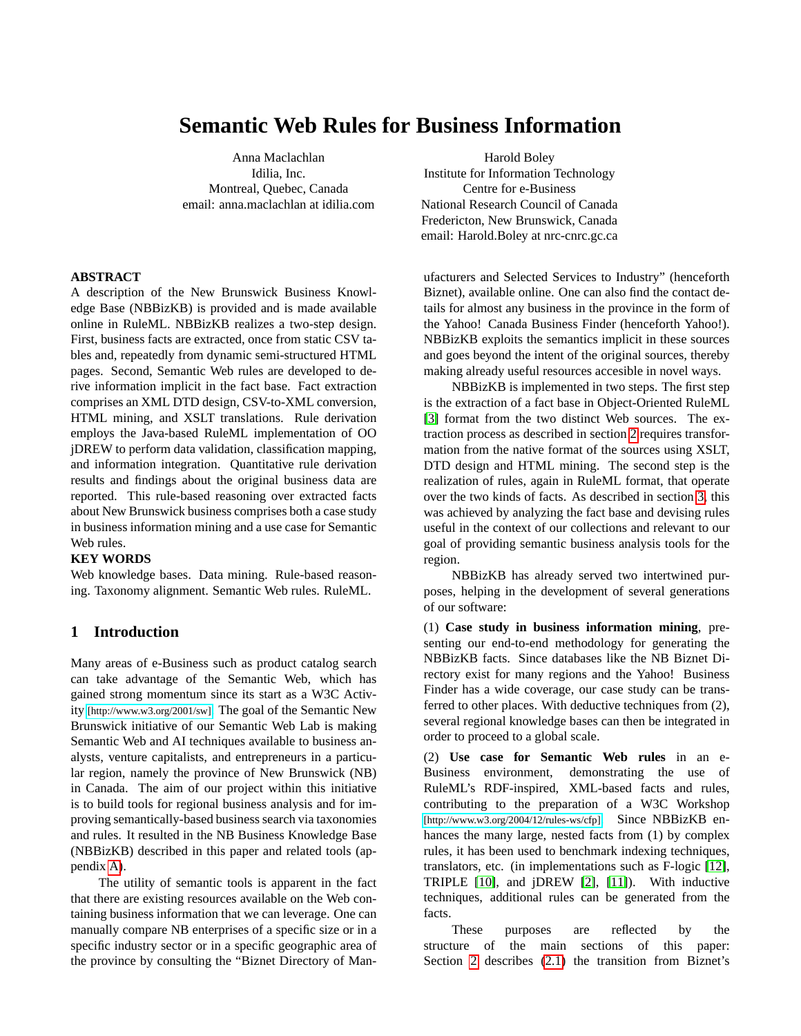# Semantic Web Rules for Business Information

Anna Maclachlan
Idilia, Inc.
Montreal, Quebec, Canada
email: anna.maclachlan at idilia.com

Harold Boley
Institute for Information Technology
Centre for e-Business
National Research Council of Canada
Fredericton, New Brunswick, Canada
email: Harold.Boley at nrc-cnrc.gc.ca

**ABSTRACT**

A description of the New Brunswick Business Knowledge Base (NBBizKB) is provided and is made available online in RuleML. NBBizKB realizes a two-step design. First, business facts are extracted, once from static CSV tables and, repeatedly from dynamic semi-structured HTML pages. Second, Semantic Web rules are developed to derive information implicit in the fact base. Fact extraction comprises an XML DTD design, CSV-to-XML conversion, HTML mining, and XSLT translations. Rule derivation employs the Java-based RuleML implementation of OO jDREW to perform data validation, classification mapping, and information integration. Quantitative rule derivation results and findings about the original business data are reported. This rule-based reasoning over extracted facts about New Brunswick business comprises both a case study in business information mining and a use case for Semantic Web rules.

**KEY WORDS**

Web knowledge bases. Data mining. Rule-based reasoning. Taxonomy alignment. Semantic Web rules. RuleML.

## 1 Introduction

Many areas of e-Business such as product catalog search can take advantage of the Semantic Web, which has gained strong momentum since its start as a W3C Activity [http://www.w3.org/2001/sw]. The goal of the Semantic New Brunswick initiative of our Semantic Web Lab is making Semantic Web and AI techniques available to business analysts, venture capitalists, and entrepreneurs in a particular region, namely the province of New Brunswick (NB) in Canada. The aim of our project within this initiative is to build tools for regional business analysis and for improving semantically-based business search via taxonomies and rules. It resulted in the NB Business Knowledge Base (NBBizKB) described in this paper and related tools (appendix A).

The utility of semantic tools is apparent in the fact that there are existing resources available on the Web containing business information that we can leverage. One can manually compare NB enterprises of a specific size or in a specific industry sector or in a specific geographic area of the province by consulting the "Biznet Directory of Manufacturers and Selected Services to Industry" (henceforth Biznet), available online. One can also find the contact details for almost any business in the province in the form of the Yahoo! Canada Business Finder (henceforth Yahoo!). NBBizKB exploits the semantics implicit in these sources and goes beyond the intent of the original sources, thereby making already useful resources accesible in novel ways.

NBBizKB is implemented in two steps. The first step is the extraction of a fact base in Object-Oriented RuleML [3] format from the two distinct Web sources. The extraction process as described in section 2 requires transformation from the native format of the sources using XSLT, DTD design and HTML mining. The second step is the realization of rules, again in RuleML format, that operate over the two kinds of facts. As described in section 3, this was achieved by analyzing the fact base and devising rules useful in the context of our collections and relevant to our goal of providing semantic business analysis tools for the region.

NBBizKB has already served two intertwined purposes, helping in the development of several generations of our software:

(1) **Case study in business information mining**, presenting our end-to-end methodology for generating the NBBizKB facts. Since databases like the NB Biznet Directory exist for many regions and the Yahoo! Business Finder has a wide coverage, our case study can be transferred to other places. With deductive techniques from (2), several regional knowledge bases can then be integrated in order to proceed to a global scale.

(2) **Use case for Semantic Web rules** in an e-Business environment, demonstrating the use of RuleML's RDF-inspired, XML-based facts and rules, contributing to the preparation of a W3C Workshop [http://www.w3.org/2004/12/rules-ws/cfp]. Since NBBizKB enhances the many large, nested facts from (1) by complex rules, it has been used to benchmark indexing techniques, translators, etc. (in implementations such as F-logic [12], TRIPLE [10], and jDREW [2], [11]). With inductive techniques, additional rules can be generated from the facts.

These purposes are reflected by the structure of the main sections of this paper: Section 2 describes (2.1) the transition from Biznet's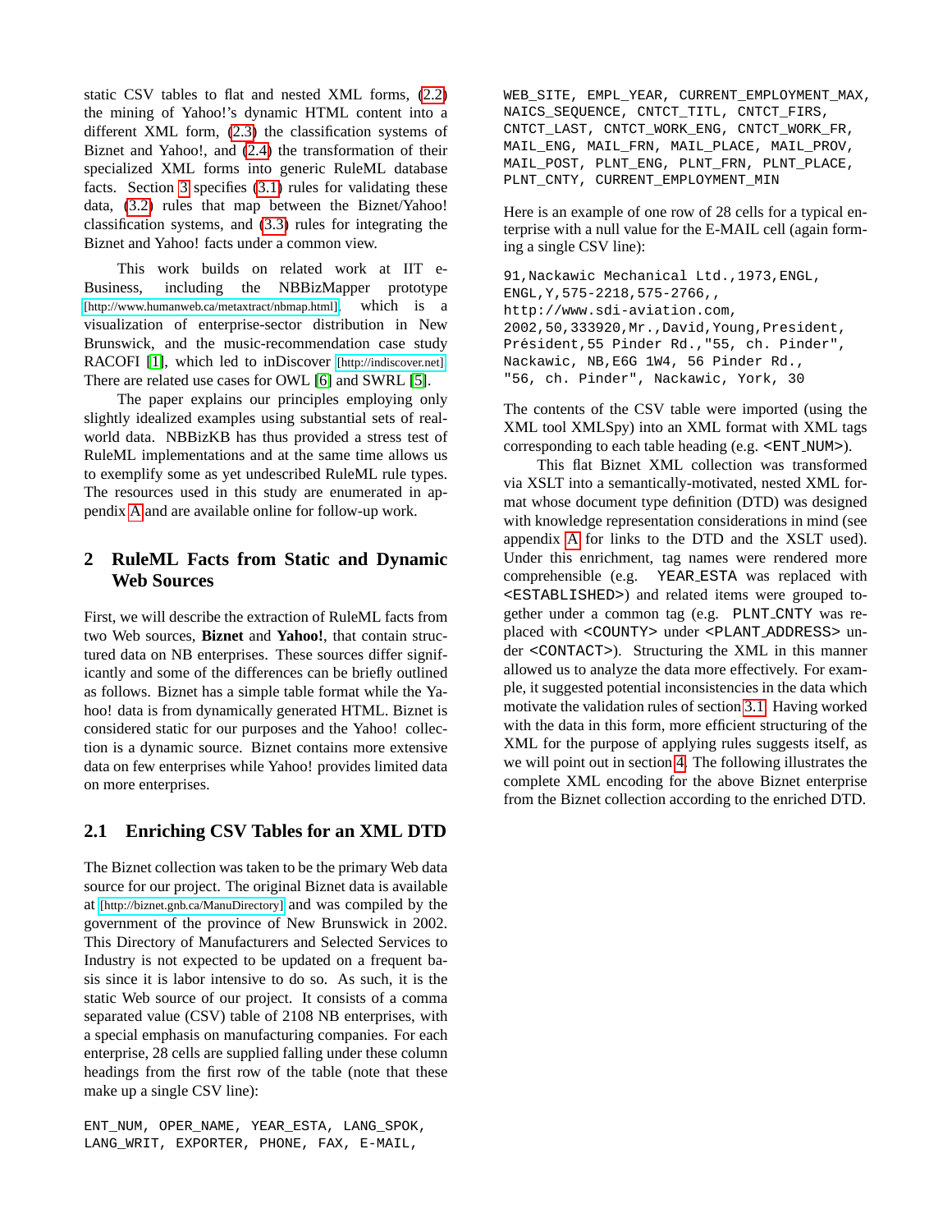static CSV tables to flat and nested XML forms, (2.2) the mining of Yahoo!'s dynamic HTML content into a different XML form, (2.3) the classification systems of Biznet and Yahoo!, and (2.4) the transformation of their specialized XML forms into generic RuleML database facts. Section 3 specifies (3.1) rules for validating these data, (3.2) rules that map between the Biznet/Yahoo! classification systems, and (3.3) rules for integrating the Biznet and Yahoo! facts under a common view.

This work builds on related work at IIT e-Business, including the NBBizMapper prototype [http://www.humanweb.ca/metaxtract/nbmap.html], which is a visualization of enterprise-sector distribution in New Brunswick, and the music-recommendation case study RACOFI [1], which led to inDiscover [http://indiscover.net]. There are related use cases for OWL [6] and SWRL [5].

The paper explains our principles employing only slightly idealized examples using substantial sets of real-world data. NBBizKB has thus provided a stress test of RuleML implementations and at the same time allows us to exemplify some as yet undescribed RuleML rule types. The resources used in this study are enumerated in appendix A and are available online for follow-up work.

## 2 RuleML Facts from Static and Dynamic Web Sources

First, we will describe the extraction of RuleML facts from two Web sources, **Biznet** and **Yahoo!**, that contain structured data on NB enterprises. These sources differ significantly and some of the differences can be briefly outlined as follows. Biznet has a simple table format while the Yahoo! data is from dynamically generated HTML. Biznet is considered static for our purposes and the Yahoo! collection is a dynamic source. Biznet contains more extensive data on few enterprises while Yahoo! provides limited data on more enterprises.

### 2.1 Enriching CSV Tables for an XML DTD

The Biznet collection was taken to be the primary Web data source for our project. The original Biznet data is available at [http://biznet.gnb.ca/ManuDirectory] and was compiled by the government of the province of New Brunswick in 2002. This Directory of Manufacturers and Selected Services to Industry is not expected to be updated on a frequent basis since it is labor intensive to do so. As such, it is the static Web source of our project. It consists of a comma separated value (CSV) table of 2108 NB enterprises, with a special emphasis on manufacturing companies. For each enterprise, 28 cells are supplied falling under these column headings from the first row of the table (note that these make up a single CSV line):

```
ENT_NUM, OPER_NAME, YEAR_ESTA, LANG_SPOK,
LANG_WRIT, EXPORTER, PHONE, FAX, E-MAIL,
WEB_SITE, EMPL_YEAR, CURRENT_EMPLOYMENT_MAX,
NAICS_SEQUENCE, CNTCT_TITL, CNTCT_FIRS,
CNTCT_LAST, CNTCT_WORK_ENG, CNTCT_WORK_FR,
MAIL_ENG, MAIL_FRN, MAIL_PLACE, MAIL_PROV,
MAIL_POST, PLNT_ENG, PLNT_FRN, PLNT_PLACE,
PLNT_CNTY, CURRENT_EMPLOYMENT_MIN
```

Here is an example of one row of 28 cells for a typical enterprise with a null value for the E-MAIL cell (again forming a single CSV line):

```
91,Nackawic Mechanical Ltd.,1973,ENGL,
ENGL,Y,575-2218,575-2766,,
http://www.sdi-aviation.com,
2002,50,333920,Mr.,David,Young,President,
Président,55 Pinder Rd.,"55, ch. Pinder",
Nackawic, NB,E6G 1W4, 56 Pinder Rd.,
"56, ch. Pinder", Nackawic, York, 30
```

The contents of the CSV table were imported (using the XML tool XMLSpy) into an XML format with XML tags corresponding to each table heading (e.g. `<ENT_NUM>`).

This flat Biznet XML collection was transformed via XSLT into a semantically-motivated, nested XML format whose document type definition (DTD) was designed with knowledge representation considerations in mind (see appendix A for links to the DTD and the XSLT used). Under this enrichment, tag names were rendered more comprehensible (e.g. `YEAR_ESTA` was replaced with `<ESTABLISHED>`) and related items were grouped together under a common tag (e.g. `PLNT_CNTY` was replaced with `<COUNTY>` under `<PLANT_ADDRESS>` under `<CONTACT>`). Structuring the XML in this manner allowed us to analyze the data more effectively. For example, it suggested potential inconsistencies in the data which motivate the validation rules of section 3.1. Having worked with the data in this form, more efficient structuring of the XML for the purpose of applying rules suggests itself, as we will point out in section 4. The following illustrates the complete XML encoding for the above Biznet enterprise from the Biznet collection according to the enriched DTD.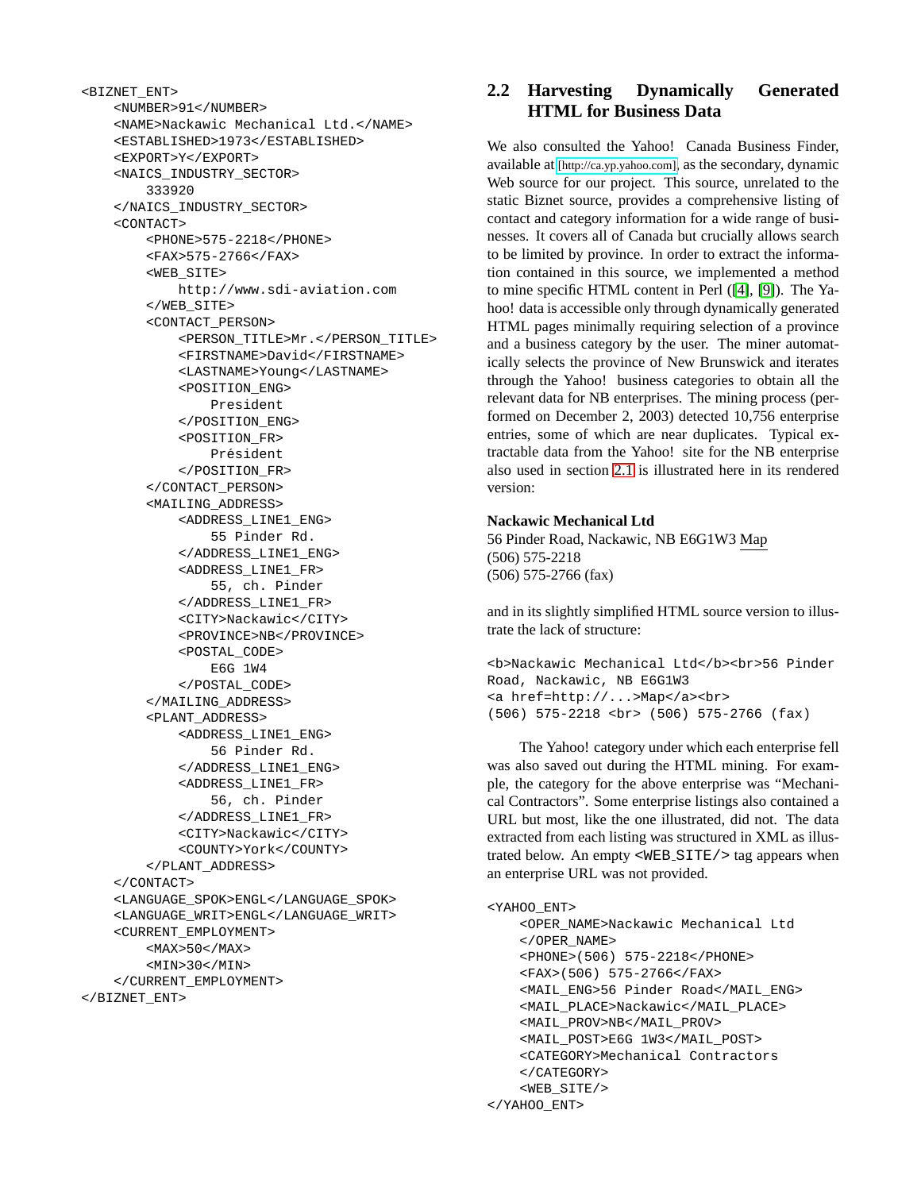```
<BIZNET_ENT>
    <NUMBER>91</NUMBER>
    <NAME>Nackawic Mechanical Ltd.</NAME>
    <ESTABLISHED>1973</ESTABLISHED>
    <EXPORT>Y</EXPORT>
    <NAICS_INDUSTRY_SECTOR>
        333920
    </NAICS_INDUSTRY_SECTOR>
    <CONTACT>
        <PHONE>575-2218</PHONE>
        <FAX>575-2766</FAX>
        <WEB_SITE>
            http://www.sdi-aviation.com
        </WEB_SITE>
        <CONTACT_PERSON>
            <PERSON_TITLE>Mr.</PERSON_TITLE>
            <FIRSTNAME>David</FIRSTNAME>
            <LASTNAME>Young</LASTNAME>
            <POSITION_ENG>
                President
            </POSITION_ENG>
            <POSITION_FR>
                Président
            </POSITION_FR>
        </CONTACT_PERSON>
        <MAILING_ADDRESS>
            <ADDRESS_LINE1_ENG>
                55 Pinder Rd.
            </ADDRESS_LINE1_ENG>
            <ADDRESS_LINE1_FR>
                55, ch. Pinder
            </ADDRESS_LINE1_FR>
            <CITY>Nackawic</CITY>
            <PROVINCE>NB</PROVINCE>
            <POSTAL_CODE>
                E6G 1W4
            </POSTAL_CODE>
        </MAILING_ADDRESS>
        <PLANT_ADDRESS>
            <ADDRESS_LINE1_ENG>
                56 Pinder Rd.
            </ADDRESS_LINE1_ENG>
            <ADDRESS_LINE1_FR>
                56, ch. Pinder
            </ADDRESS_LINE1_FR>
            <CITY>Nackawic</CITY>
            <COUNTY>York</COUNTY>
        </PLANT_ADDRESS>
    </CONTACT>
    <LANGUAGE_SPOK>ENGL</LANGUAGE_SPOK>
    <LANGUAGE_WRIT>ENGL</LANGUAGE_WRIT>
    <CURRENT_EMPLOYMENT>
        <MAX>50</MAX>
        <MIN>30</MIN>
    </CURRENT_EMPLOYMENT>
</BIZNET_ENT>
```

## 2.2 Harvesting Dynamically Generated HTML for Business Data

We also consulted the Yahoo! Canada Business Finder, available at [http://ca.yp.yahoo.com], as the secondary, dynamic Web source for our project. This source, unrelated to the static Biznet source, provides a comprehensive listing of contact and category information for a wide range of businesses. It covers all of Canada but crucially allows search to be limited by province. In order to extract the information contained in this source, we implemented a method to mine specific HTML content in Perl ([4], [9]). The Yahoo! data is accessible only through dynamically generated HTML pages minimally requiring selection of a province and a business category by the user. The miner automatically selects the province of New Brunswick and iterates through the Yahoo! business categories to obtain all the relevant data for NB enterprises. The mining process (performed on December 2, 2003) detected 10,756 enterprise entries, some of which are near duplicates. Typical extractable data from the Yahoo! site for the NB enterprise also used in section 2.1 is illustrated here in its rendered version:

**Nackawic Mechanical Ltd**
56 Pinder Road, Nackawic, NB E6G1W3 Map
(506) 575-2218
(506) 575-2766 (fax)

and in its slightly simplified HTML source version to illustrate the lack of structure:

```
<b>Nackawic Mechanical Ltd</b><br>56 Pinder
Road, Nackawic, NB E6G1W3
<a href=http://...>Map</a><br>
(506) 575-2218 <br> (506) 575-2766 (fax)
```

The Yahoo! category under which each enterprise fell was also saved out during the HTML mining. For example, the category for the above enterprise was “Mechanical Contractors”. Some enterprise listings also contained a URL but most, like the one illustrated, did not. The data extracted from each listing was structured in XML as illustrated below. An empty `<WEB_SITE/>` tag appears when an enterprise URL was not provided.

```
<YAHOO_ENT>
    <OPER_NAME>Nackawic Mechanical Ltd
    </OPER_NAME>
    <PHONE>(506) 575-2218</PHONE>
    <FAX>(506) 575-2766</FAX>
    <MAIL_ENG>56 Pinder Road</MAIL_ENG>
    <MAIL_PLACE>Nackawic</MAIL_PLACE>
    <MAIL_PROV>NB</MAIL_PROV>
    <MAIL_POST>E6G 1W3</MAIL_POST>
    <CATEGORY>Mechanical Contractors
    </CATEGORY>
    <WEB_SITE/>
</YAHOO_ENT>
```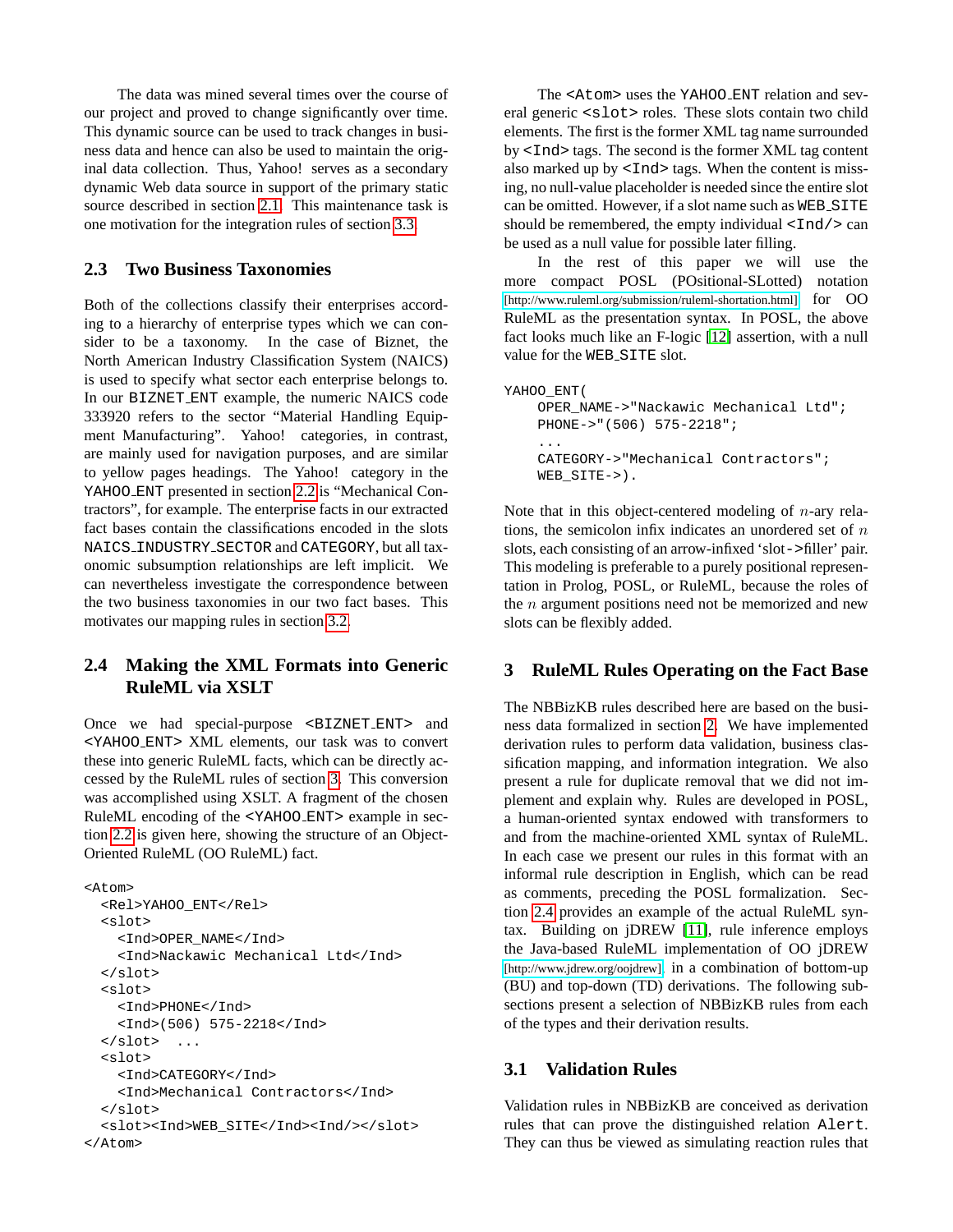The data was mined several times over the course of our project and proved to change significantly over time. This dynamic source can be used to track changes in business data and hence can also be used to maintain the original data collection. Thus, Yahoo! serves as a secondary dynamic Web data source in support of the primary static source described in section 2.1. This maintenance task is one motivation for the integration rules of section 3.3.

## 2.3 Two Business Taxonomies

Both of the collections classify their enterprises according to a hierarchy of enterprise types which we can consider to be a taxonomy. In the case of Biznet, the North American Industry Classification System (NAICS) is used to specify what sector each enterprise belongs to. In our BIZNET_ENT example, the numeric NAICS code 333920 refers to the sector "Material Handling Equipment Manufacturing". Yahoo! categories, in contrast, are mainly used for navigation purposes, and are similar to yellow pages headings. The Yahoo! category in the YAHOO_ENT presented in section 2.2 is "Mechanical Contractors", for example. The enterprise facts in our extracted fact bases contain the classifications encoded in the slots NAICS_INDUSTRY_SECTOR and CATEGORY, but all taxonomic subsumption relationships are left implicit. We can nevertheless investigate the correspondence between the two business taxonomies in our two fact bases. This motivates our mapping rules in section 3.2.

## 2.4 Making the XML Formats into Generic RuleML via XSLT

Once we had special-purpose <BIZNET_ENT> and <YAHOO_ENT> XML elements, our task was to convert these into generic RuleML facts, which can be directly accessed by the RuleML rules of section 3. This conversion was accomplished using XSLT. A fragment of the chosen RuleML encoding of the <YAHOO_ENT> example in section 2.2 is given here, showing the structure of an Object-Oriented RuleML (OO RuleML) fact.

```
<Atom>
  <Rel>YAHOO_ENT</Rel>
  <slot>
    <Ind>OPER_NAME</Ind>
    <Ind>Nackawic Mechanical Ltd</Ind>
  </slot>
  <slot>
    <Ind>PHONE</Ind>
    <Ind>(506) 575-2218</Ind>
  </slot>  ...
  <slot>
    <Ind>CATEGORY</Ind>
    <Ind>Mechanical Contractors</Ind>
  </slot>
  <slot><Ind>WEB_SITE</Ind><Ind/></slot>
</Atom>
```

The <Atom> uses the YAHOO_ENT relation and several generic <slot> roles. These slots contain two child elements. The first is the former XML tag name surrounded by <Ind> tags. The second is the former XML tag content also marked up by <Ind> tags. When the content is missing, no null-value placeholder is needed since the entire slot can be omitted. However, if a slot name such as WEB_SITE should be remembered, the empty individual <Ind/> can be used as a null value for possible later filling.

In the rest of this paper we will use the more compact POSL (POsitional-SLotted) notation [http://www.ruleml.org/submission/ruleml-shortation.html] for OO RuleML as the presentation syntax. In POSL, the above fact looks much like an F-logic [12] assertion, with a null value for the WEB_SITE slot.

```
YAHOO_ENT(
    OPER_NAME->"Nackawic Mechanical Ltd";
    PHONE->"(506) 575-2218";
    ...
    CATEGORY->"Mechanical Contractors";
    WEB_SITE->).
```

Note that in this object-centered modeling of $n$-ary relations, the semicolon infix indicates an unordered set of $n$ slots, each consisting of an arrow-infixed 'slot->filler' pair. This modeling is preferable to a purely positional representation in Prolog, POSL, or RuleML, because the roles of the $n$ argument positions need not be memorized and new slots can be flexibly added.

# 3 RuleML Rules Operating on the Fact Base

The NBBizKB rules described here are based on the business data formalized in section 2. We have implemented derivation rules to perform data validation, business classification mapping, and information integration. We also present a rule for duplicate removal that we did not implement and explain why. Rules are developed in POSL, a human-oriented syntax endowed with transformers to and from the machine-oriented XML syntax of RuleML. In each case we present our rules in this format with an informal rule description in English, which can be read as comments, preceding the POSL formalization. Section 2.4 provides an example of the actual RuleML syntax. Building on jDREW [11], rule inference employs the Java-based RuleML implementation of OO jDREW [http://www.jdrew.org/oojdrew], in a combination of bottom-up (BU) and top-down (TD) derivations. The following subsections present a selection of NBBizKB rules from each of the types and their derivation results.

## 3.1 Validation Rules

Validation rules in NBBizKB are conceived as derivation rules that can prove the distinguished relation Alert. They can thus be viewed as simulating reaction rules that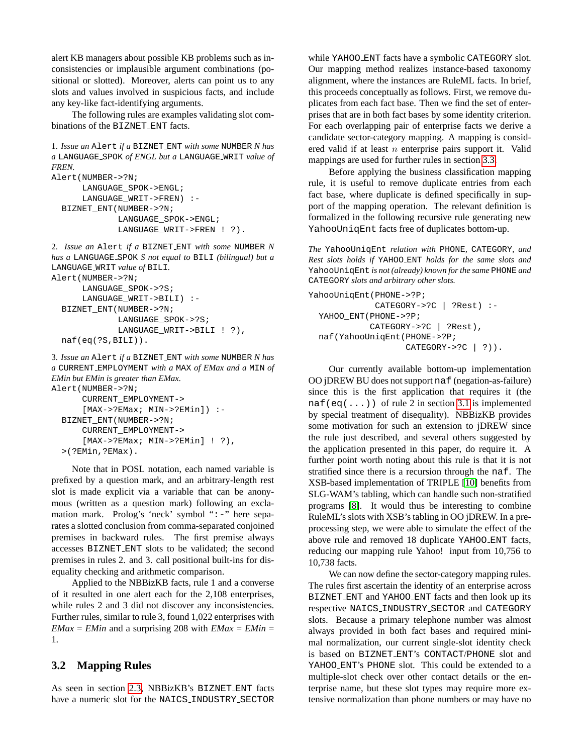alert KB managers about possible KB problems such as inconsistencies or implausible argument combinations (positional or slotted). Moreover, alerts can point us to any slots and values involved in suspicious facts, and include any key-like fact-identifying arguments.

The following rules are examples validating slot combinations of the BIZNET_ENT facts.

1. *Issue an* Alert *if a* BIZNET_ENT *with some* NUMBER *N has a* LANGUAGE_SPOK *of ENGL but a* LANGUAGE_WRIT *value of FREN.*

```
Alert(NUMBER->?N;
      LANGUAGE_SPOK->ENGL;
      LANGUAGE_WRIT->FREN) :-
  BIZNET_ENT(NUMBER->?N;
             LANGUAGE_SPOK->ENGL;
             LANGUAGE_WRIT->FREN ! ?).
```

2. *Issue an* Alert *if a* BIZNET_ENT *with some* NUMBER *N has a* LANGUAGE_SPOK *S not equal to* BILI *(bilingual) but a* LANGUAGE_WRIT *value of* BILI*.*

```
Alert(NUMBER->?N;
      LANGUAGE_SPOK->?S;
      LANGUAGE_WRIT->BILI) :-
  BIZNET_ENT(NUMBER->?N;
             LANGUAGE_SPOK->?S;
             LANGUAGE_WRIT->BILI ! ?),
  naf(eq(?S,BILI)).
```

3. *Issue an* Alert *if a* BIZNET_ENT *with some* NUMBER *N has a* CURRENT_EMPLOYMENT *with a* MAX *of EMax and a* MIN *of EMin but EMin is greater than EMax.*

```
Alert(NUMBER->?N;
      CURRENT_EMPLOYMENT->
      [MAX->?EMax; MIN->?EMin]) :-
  BIZNET_ENT(NUMBER->?N;
      CURRENT_EMPLOYMENT->
      [MAX->?EMax; MIN->?EMin] ! ?),
  >(?EMin,?EMax).
```

Note that in POSL notation, each named variable is prefixed by a question mark, and an arbitrary-length rest slot is made explicit via a variable that can be anonymous (written as a question mark) following an exclamation mark. Prolog's 'neck' symbol ":-" here separates a slotted conclusion from comma-separated conjoined premises in backward rules. The first premise always accesses BIZNET_ENT slots to be validated; the second premises in rules 2. and 3. call positional built-ins for disequality checking and arithmetic comparison.

Applied to the NBBizKB facts, rule 1 and a converse of it resulted in one alert each for the 2,108 enterprises, while rules 2 and 3 did not discover any inconsistencies. Further rules, similar to rule 3, found 1,022 enterprises with *EMax* = *EMin* and a surprising 208 with *EMax* = *EMin* = 1.

## 3.2 Mapping Rules

As seen in section 2.3, NBBizKB's BIZNET_ENT facts have a numeric slot for the NAICS_INDUSTRY_SECTOR while YAHOO_ENT facts have a symbolic CATEGORY slot. Our mapping method realizes instance-based taxonomy alignment, where the instances are RuleML facts. In brief, this proceeds conceptually as follows. First, we remove duplicates from each fact base. Then we find the set of enterprises that are in both fact bases by some identity criterion. For each overlapping pair of enterprise facts we derive a candidate sector-category mapping. A mapping is considered valid if at least $n$ enterprise pairs support it. Valid mappings are used for further rules in section 3.3.

Before applying the business classification mapping rule, it is useful to remove duplicate entries from each fact base, where duplicate is defined specifically in support of the mapping operation. The relevant definition is formalized in the following recursive rule generating new YahooUniqEnt facts free of duplicates bottom-up.

*The* YahooUniqEnt *relation with* PHONE*,* CATEGORY*, and Rest slots holds if* YAHOO_ENT *holds for the same slots and* YahooUniqEnt *is not (already) known for the same* PHONE *and* CATEGORY *slots and arbitrary other slots.*

```
YahooUniqEnt(PHONE->?P;
             CATEGORY->?C | ?Rest) :-
  YAHOO_ENT(PHONE->?P;
            CATEGORY->?C | ?Rest),
  naf(YahooUniqEnt(PHONE->?P;
                   CATEGORY->?C | ?)).
```

Our currently available bottom-up implementation OO jDREW BU does not support naf (negation-as-failure) since this is the first application that requires it (the naf(eq(...)) of rule 2 in section 3.1 is implemented by special treatment of disequality). NBBizKB provides some motivation for such an extension to jDREW since the rule just described, and several others suggested by the application presented in this paper, do require it. A further point worth noting about this rule is that it is not stratified since there is a recursion through the naf. The XSB-based implementation of TRIPLE [10] benefits from SLG-WAM's tabling, which can handle such non-stratified programs [8]. It would thus be interesting to combine RuleML's slots with XSB's tabling in OO jDREW. In a preprocessing step, we were able to simulate the effect of the above rule and removed 18 duplicate YAHOO_ENT facts, reducing our mapping rule Yahoo! input from 10,756 to 10,738 facts.

We can now define the sector-category mapping rules. The rules first ascertain the identity of an enterprise across BIZNET_ENT and YAHOO_ENT facts and then look up its respective NAICS_INDUSTRY_SECTOR and CATEGORY slots. Because a primary telephone number was almost always provided in both fact bases and required minimal normalization, our current single-slot identity check is based on BIZNET_ENT's CONTACT/PHONE slot and YAHOO_ENT's PHONE slot. This could be extended to a multiple-slot check over other contact details or the enterprise name, but these slot types may require more extensive normalization than phone numbers or may have no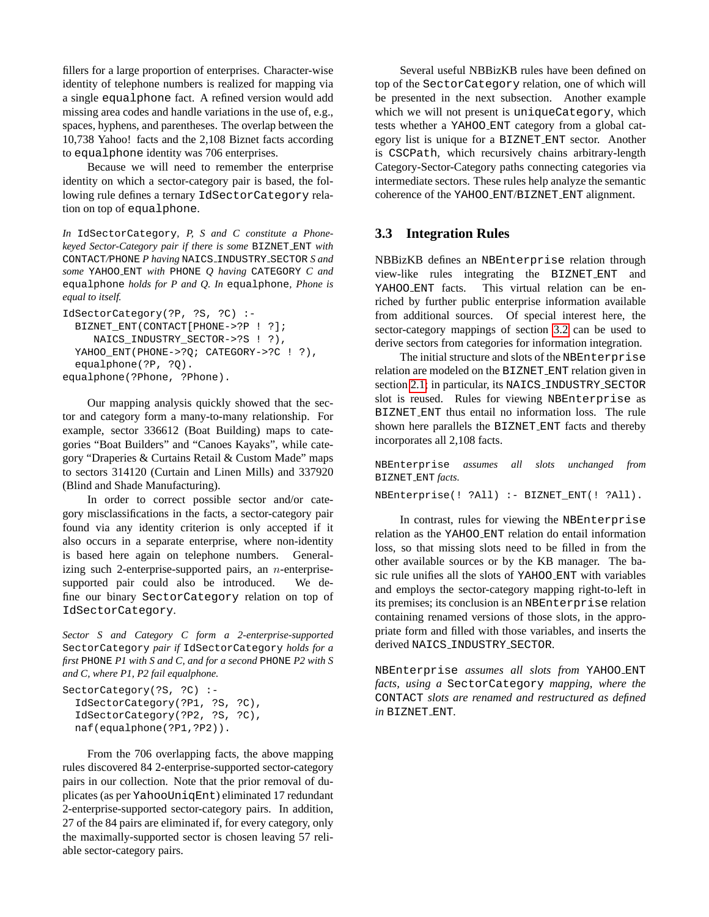fillers for a large proportion of enterprises. Character-wise identity of telephone numbers is realized for mapping via a single equalphone fact. A refined version would add missing area codes and handle variations in the use of, e.g., spaces, hyphens, and parentheses. The overlap between the 10,738 Yahoo! facts and the 2,108 Biznet facts according to equalphone identity was 706 enterprises.

Because we will need to remember the enterprise identity on which a sector-category pair is based, the following rule defines a ternary IdSectorCategory relation on top of equalphone.

*In* IdSectorCategory*, P, S and C constitute a Phone-keyed Sector-Category pair if there is some* BIZNET_ENT *with* CONTACT*/*PHONE *P having* NAICS_INDUSTRY_SECTOR *S and some* YAHOO_ENT *with* PHONE *Q having* CATEGORY *C and* equalphone *holds for P and Q. In* equalphone*, Phone is equal to itself.*

```
IdSectorCategory(?P, ?S, ?C) :-
  BIZNET_ENT(CONTACT[PHONE->?P ! ?];
     NAICS_INDUSTRY_SECTOR->?S ! ?),
  YAHOO_ENT(PHONE->?Q; CATEGORY->?C ! ?),
  equalphone(?P, ?Q).
equalphone(?Phone, ?Phone).
```

Our mapping analysis quickly showed that the sector and category form a many-to-many relationship. For example, sector 336612 (Boat Building) maps to categories "Boat Builders" and "Canoes Kayaks", while category "Draperies & Curtains Retail & Custom Made" maps to sectors 314120 (Curtain and Linen Mills) and 337920 (Blind and Shade Manufacturing).

In order to correct possible sector and/or category misclassifications in the facts, a sector-category pair found via any identity criterion is only accepted if it also occurs in a separate enterprise, where non-identity is based here again on telephone numbers. Generalizing such 2-enterprise-supported pairs, an $n$-enterprise-supported pair could also be introduced. We define our binary SectorCategory relation on top of IdSectorCategory.

*Sector S and Category C form a 2-enterprise-supported* SectorCategory *pair if* IdSectorCategory *holds for a first* PHONE *P1 with S and C, and for a second* PHONE *P2 with S and C, where P1, P2 fail equalphone.*

```
SectorCategory(?S, ?C) :-
  IdSectorCategory(?P1, ?S, ?C),
  IdSectorCategory(?P2, ?S, ?C),
  naf(equalphone(?P1,?P2)).
```

From the 706 overlapping facts, the above mapping rules discovered 84 2-enterprise-supported sector-category pairs in our collection. Note that the prior removal of duplicates (as per YahooUniqEnt) eliminated 17 redundant 2-enterprise-supported sector-category pairs. In addition, 27 of the 84 pairs are eliminated if, for every category, only the maximally-supported sector is chosen leaving 57 reliable sector-category pairs.

Several useful NBBizKB rules have been defined on top of the SectorCategory relation, one of which will be presented in the next subsection. Another example which we will not present is uniqueCategory, which tests whether a YAHOO_ENT category from a global category list is unique for a BIZNET_ENT sector. Another is CSCPath, which recursively chains arbitrary-length Category-Sector-Category paths connecting categories via intermediate sectors. These rules help analyze the semantic coherence of the YAHOO_ENT/BIZNET_ENT alignment.

### 3.3 Integration Rules

NBBizKB defines an NBEnterprise relation through view-like rules integrating the BIZNET_ENT and YAHOO_ENT facts. This virtual relation can be enriched by further public enterprise information available from additional sources. Of special interest here, the sector-category mappings of section 3.2 can be used to derive sectors from categories for information integration.

The initial structure and slots of the NBEnterprise relation are modeled on the BIZNET_ENT relation given in section 2.1; in particular, its NAICS_INDUSTRY_SECTOR slot is reused. Rules for viewing NBEnterprise as BIZNET_ENT thus entail no information loss. The rule shown here parallels the BIZNET_ENT facts and thereby incorporates all 2,108 facts.

NBEnterprise *assumes all slots unchanged from* BIZNET_ENT *facts.*

```
NBEnterprise(! ?All) :- BIZNET_ENT(! ?All).
```

In contrast, rules for viewing the NBEnterprise relation as the YAHOO_ENT relation do entail information loss, so that missing slots need to be filled in from the other available sources or by the KB manager. The basic rule unifies all the slots of YAHOO_ENT with variables and employs the sector-category mapping right-to-left in its premises; its conclusion is an NBEnterprise relation containing renamed versions of those slots, in the appropriate form and filled with those variables, and inserts the derived NAICS_INDUSTRY_SECTOR.

NBEnterprise *assumes all slots from* YAHOO_ENT *facts, using a* SectorCategory *mapping, where the* CONTACT *slots are renamed and restructured as defined in* BIZNET_ENT*.*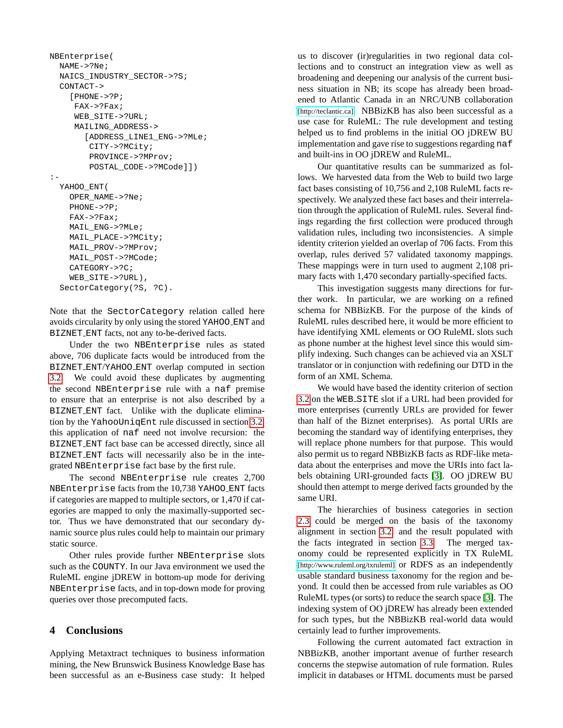```
NBEnterprise(
  NAME->?Ne;
  NAICS_INDUSTRY_SECTOR->?S;
  CONTACT->
    [PHONE->?P;
     FAX->?Fax;
     WEB_SITE->?URL;
     MAILING_ADDRESS->
       [ADDRESS_LINE1_ENG->?MLe;
        CITY->?MCity;
        PROVINCE->?MProv;
        POSTAL_CODE->?MCode]])
:-
  YAHOO_ENT(
    OPER_NAME->?Ne;
    PHONE->?P;
    FAX->?Fax;
    MAIL_ENG->?MLe;
    MAIL_PLACE->?MCity;
    MAIL_PROV->?MProv;
    MAIL_POST->?MCode;
    CATEGORY->?C;
    WEB_SITE->?URL),
  SectorCategory(?S, ?C).
```

Note that the `SectorCategory` relation called here avoids circularity by only using the stored `YAHOO_ENT` and `BIZNET_ENT` facts, not any to-be-derived facts.

Under the two `NBEnterprise` rules as stated above, 706 duplicate facts would be introduced from the `BIZNET_ENT`/`YAHOO_ENT` overlap computed in section 3.2. We could avoid these duplicates by augmenting the second `NBEnterprise` rule with a `naf` premise to ensure that an enterprise is not also described by a `BIZNET_ENT` fact. Unlike with the duplicate elimination by the `YahooUniqEnt` rule discussed in section 3.2, this application of `naf` need not involve recursion: the `BIZNET_ENT` fact base can be accessed directly, since all `BIZNET_ENT` facts will necessarily also be in the integrated `NBEnterprise` fact base by the first rule.

The second `NBEnterprise` rule creates 2,700 `NBEnterprise` facts from the 10,738 `YAHOO_ENT` facts if categories are mapped to multiple sectors, or 1,470 if categories are mapped to only the maximally-supported sector. Thus we have demonstrated that our secondary dynamic source plus rules could help to maintain our primary static source.

Other rules provide further `NBEnterprise` slots such as the `COUNTY`. In our Java environment we used the RuleML engine jDREW in bottom-up mode for deriving `NBEnterprise` facts, and in top-down mode for proving queries over those precomputed facts.

## 4 Conclusions

Applying Metaxtract techniques to business information mining, the New Brunswick Business Knowledge Base has been successful as an e-Business case study: It helped us to discover (ir)regularities in two regional data collections and to construct an integration view as well as broadening and deepening our analysis of the current business situation in NB; its scope has already been broadened to Atlantic Canada in an NRC/UNB collaboration [http://teclantic.ca]. NBBizKB has also been successful as a use case for RuleML: The rule development and testing helped us to find problems in the initial OO jDREW BU implementation and gave rise to suggestions regarding `naf` and built-ins in OO jDREW and RuleML.

Our quantitative results can be summarized as follows. We harvested data from the Web to build two large fact bases consisting of 10,756 and 2,108 RuleML facts respectively. We analyzed these fact bases and their interrelation through the application of RuleML rules. Several findings regarding the first collection were produced through validation rules, including two inconsistencies. A simple identity criterion yielded an overlap of 706 facts. From this overlap, rules derived 57 validated taxonomy mappings. These mappings were in turn used to augment 2,108 primary facts with 1,470 secondary partially-specified facts.

This investigation suggests many directions for further work. In particular, we are working on a refined schema for NBBizKB. For the purpose of the kinds of RuleML rules described here, it would be more efficient to have identifying XML elements or OO RuleML slots such as phone number at the highest level since this would simplify indexing. Such changes can be achieved via an XSLT translator or in conjunction with redefining our DTD in the form of an XML Schema.

We would have based the identity criterion of section 3.2 on the `WEB_SITE` slot if a URL had been provided for more enterprises (currently URLs are provided for fewer than half of the Biznet enterprises). As portal URIs are becoming the standard way of identifying enterprises, they will replace phone numbers for that purpose. This would also permit us to regard NBBizKB facts as RDF-like metadata about the enterprises and move the URIs into fact labels obtaining URI-grounded facts [3]. OO jDREW BU should then attempt to merge derived facts grounded by the same URI.

The hierarchies of business categories in section 2.3 could be merged on the basis of the taxonomy alignment in section 3.2 and the result populated with the facts integrated in section 3.3. The merged taxonomy could be represented explicitly in TX RuleML [http://www.ruleml.org/txruleml] or RDFS as an independently usable standard business taxonomy for the region and beyond. It could then be accessed from rule variables as OO RuleML types (or sorts) to reduce the search space [3]. The indexing system of OO jDREW has already been extended for such types, but the NBBizKB real-world data would certainly lead to further improvements.

Following the current automated fact extraction in NBBizKB, another important avenue of further research concerns the stepwise automation of rule formation. Rules implicit in databases or HTML documents must be parsed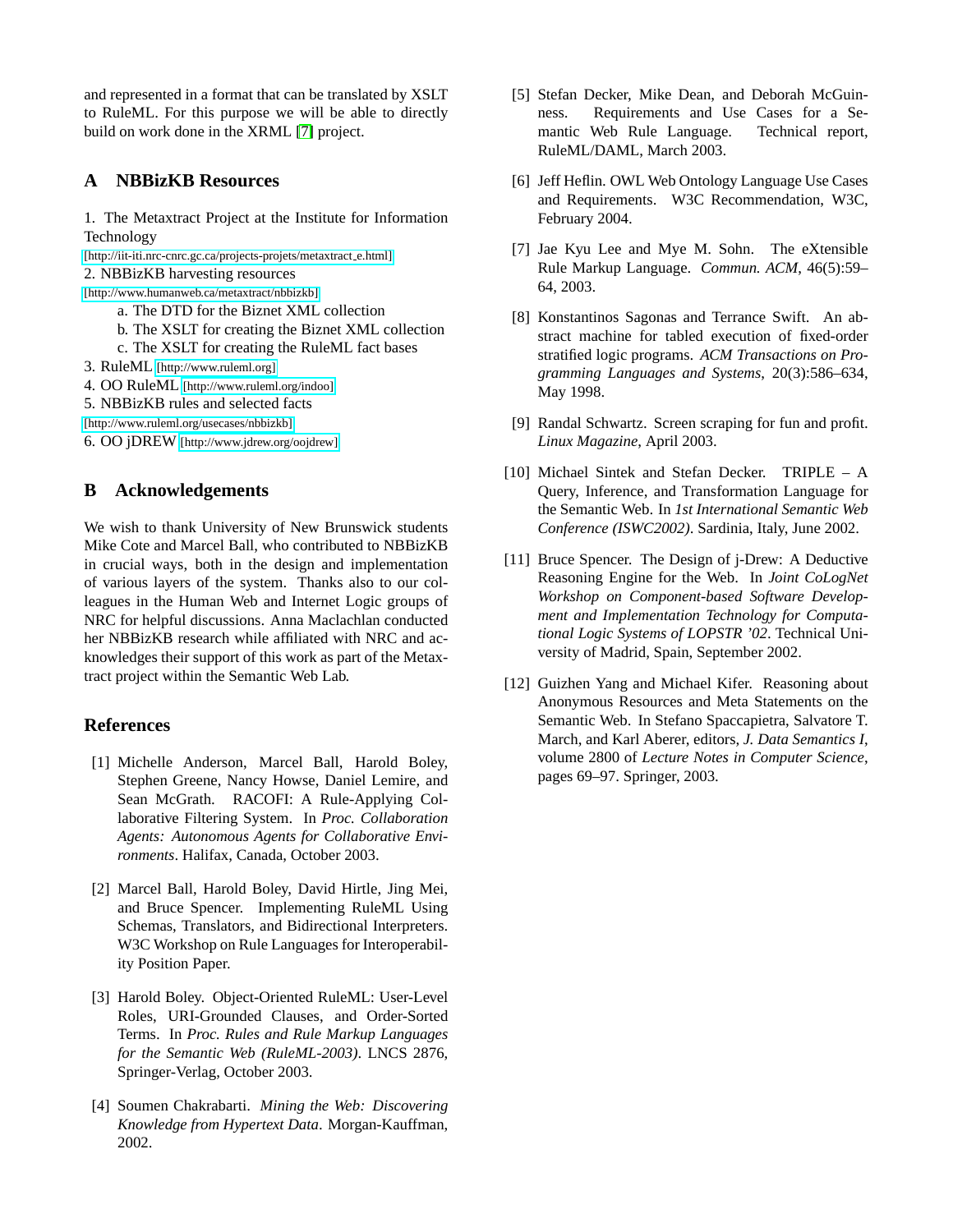and represented in a format that can be translated by XSLT to RuleML. For this purpose we will be able to directly build on work done in the XRML [7] project.

## A NBBizKB Resources

1. The Metaxtract Project at the Institute for Information Technology [http://iit-iti.nrc-cnrc.gc.ca/projects-projets/metaxtract_e.html]
2. NBBizKB harvesting resources [http://www.humanweb.ca/metaxtract/nbbizkb]
   - a. The DTD for the Biznet XML collection
   - b. The XSLT for creating the Biznet XML collection
   - c. The XSLT for creating the RuleML fact bases
3. RuleML [http://www.ruleml.org]
4. OO RuleML [http://www.ruleml.org/indoo]
5. NBBizKB rules and selected facts [http://www.ruleml.org/usecases/nbbizkb]
6. OO jDREW [http://www.jdrew.org/oojdrew]

## B Acknowledgements

We wish to thank University of New Brunswick students Mike Cote and Marcel Ball, who contributed to NBBizKB in crucial ways, both in the design and implementation of various layers of the system. Thanks also to our colleagues in the Human Web and Internet Logic groups of NRC for helpful discussions. Anna Maclachlan conducted her NBBizKB research while affiliated with NRC and acknowledges their support of this work as part of the Metaxtract project within the Semantic Web Lab.

## References

[1] Michelle Anderson, Marcel Ball, Harold Boley, Stephen Greene, Nancy Howse, Daniel Lemire, and Sean McGrath. RACOFI: A Rule-Applying Collaborative Filtering System. In *Proc. Collaboration Agents: Autonomous Agents for Collaborative Environments*. Halifax, Canada, October 2003.

[2] Marcel Ball, Harold Boley, David Hirtle, Jing Mei, and Bruce Spencer. Implementing RuleML Using Schemas, Translators, and Bidirectional Interpreters. W3C Workshop on Rule Languages for Interoperability Position Paper.

[3] Harold Boley. Object-Oriented RuleML: User-Level Roles, URI-Grounded Clauses, and Order-Sorted Terms. In *Proc. Rules and Rule Markup Languages for the Semantic Web (RuleML-2003)*. LNCS 2876, Springer-Verlag, October 2003.

[4] Soumen Chakrabarti. *Mining the Web: Discovering Knowledge from Hypertext Data*. Morgan-Kauffman, 2002.

[5] Stefan Decker, Mike Dean, and Deborah McGuinness. Requirements and Use Cases for a Semantic Web Rule Language. Technical report, RuleML/DAML, March 2003.

[6] Jeff Heflin. OWL Web Ontology Language Use Cases and Requirements. W3C Recommendation, W3C, February 2004.

[7] Jae Kyu Lee and Mye M. Sohn. The eXtensible Rule Markup Language. *Commun. ACM*, 46(5):59–64, 2003.

[8] Konstantinos Sagonas and Terrance Swift. An abstract machine for tabled execution of fixed-order stratified logic programs. *ACM Transactions on Programming Languages and Systems*, 20(3):586–634, May 1998.

[9] Randal Schwartz. Screen scraping for fun and profit. *Linux Magazine*, April 2003.

[10] Michael Sintek and Stefan Decker. TRIPLE – A Query, Inference, and Transformation Language for the Semantic Web. In *1st International Semantic Web Conference (ISWC2002)*. Sardinia, Italy, June 2002.

[11] Bruce Spencer. The Design of j-Drew: A Deductive Reasoning Engine for the Web. In *Joint CoLogNet Workshop on Component-based Software Development and Implementation Technology for Computational Logic Systems of LOPSTR '02*. Technical University of Madrid, Spain, September 2002.

[12] Guizhen Yang and Michael Kifer. Reasoning about Anonymous Resources and Meta Statements on the Semantic Web. In Stefano Spaccapietra, Salvatore T. March, and Karl Aberer, editors, *J. Data Semantics I*, volume 2800 of *Lecture Notes in Computer Science*, pages 69–97. Springer, 2003.